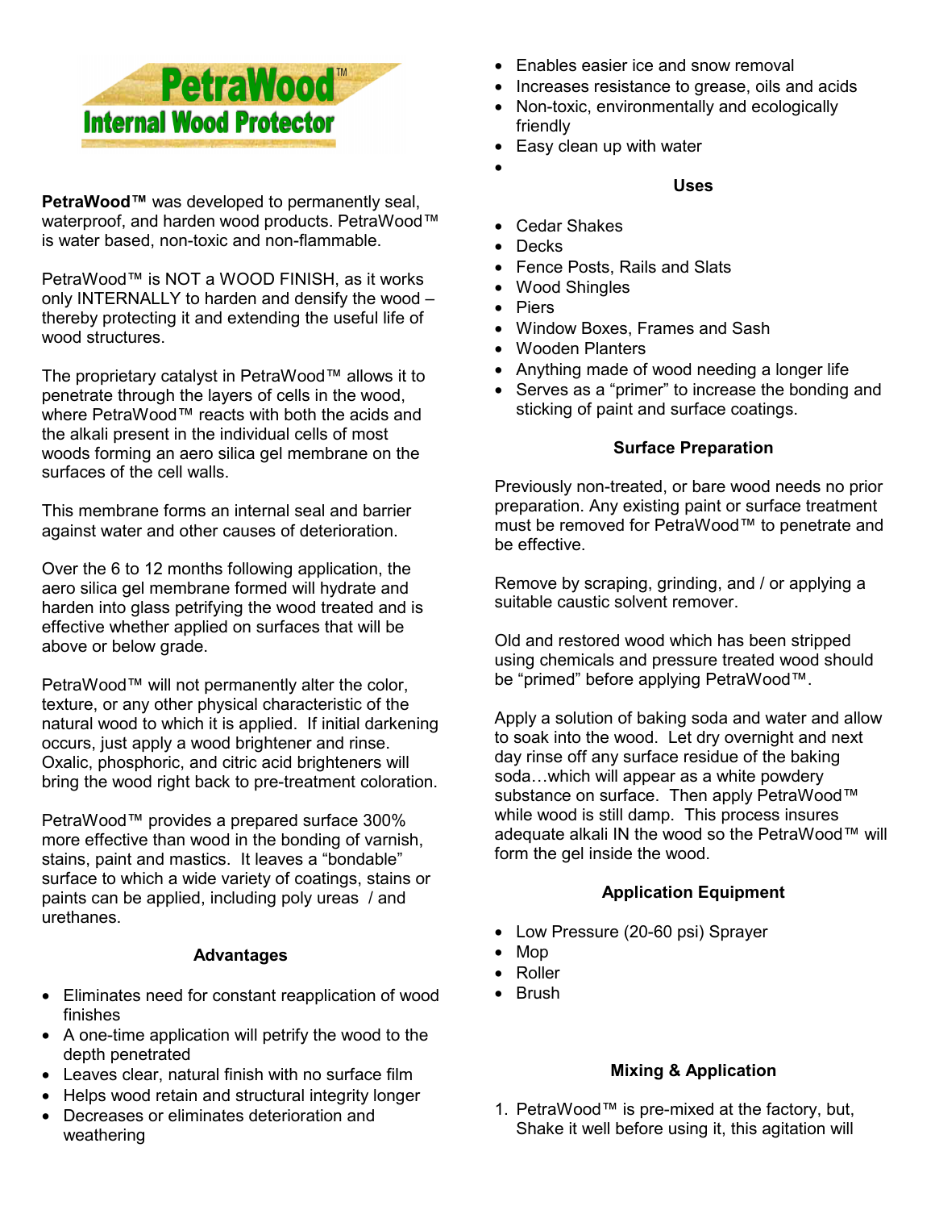# PetraWood™
## Internal Wood Protector

**PetraWood™** was developed to permanently seal, waterproof, and harden wood products. PetraWood™ is water based, non-toxic and non-flammable.

PetraWood™ is NOT a WOOD FINISH, as it works only INTERNALLY to harden and densify the wood – thereby protecting it and extending the useful life of wood structures.

The proprietary catalyst in PetraWood™ allows it to penetrate through the layers of cells in the wood, where PetraWood™ reacts with both the acids and the alkali present in the individual cells of most woods forming an aero silica gel membrane on the surfaces of the cell walls.

This membrane forms an internal seal and barrier against water and other causes of deterioration.

Over the 6 to 12 months following application, the aero silica gel membrane formed will hydrate and harden into glass petrifying the wood treated and is effective whether applied on surfaces that will be above or below grade.

PetraWood™ will not permanently alter the color, texture, or any other physical characteristic of the natural wood to which it is applied. If initial darkening occurs, just apply a wood brightener and rinse. Oxalic, phosphoric, and citric acid brighteners will bring the wood right back to pre-treatment coloration.

PetraWood™ provides a prepared surface 300% more effective than wood in the bonding of varnish, stains, paint and mastics. It leaves a "bondable" surface to which a wide variety of coatings, stains or paints can be applied, including poly ureas / and urethanes.

### Advantages

- Eliminates need for constant reapplication of wood finishes
- A one-time application will petrify the wood to the depth penetrated
- Leaves clear, natural finish with no surface film
- Helps wood retain and structural integrity longer
- Decreases or eliminates deterioration and weathering
- Enables easier ice and snow removal
- Increases resistance to grease, oils and acids
- Non-toxic, environmentally and ecologically friendly
- Easy clean up with water

### Uses

- Cedar Shakes
- Decks
- Fence Posts, Rails and Slats
- Wood Shingles
- Piers
- Window Boxes, Frames and Sash
- Wooden Planters
- Anything made of wood needing a longer life
- Serves as a "primer" to increase the bonding and sticking of paint and surface coatings.

### Surface Preparation

Previously non-treated, or bare wood needs no prior preparation. Any existing paint or surface treatment must be removed for PetraWood™ to penetrate and be effective.

Remove by scraping, grinding, and / or applying a suitable caustic solvent remover.

Old and restored wood which has been stripped using chemicals and pressure treated wood should be "primed" before applying PetraWood™.

Apply a solution of baking soda and water and allow to soak into the wood. Let dry overnight and next day rinse off any surface residue of the baking soda…which will appear as a white powdery substance on surface. Then apply PetraWood™ while wood is still damp. This process insures adequate alkali IN the wood so the PetraWood™ will form the gel inside the wood.

### Application Equipment

- Low Pressure (20-60 psi) Sprayer
- Mop
- Roller
- Brush

### Mixing & Application

1. PetraWood™ is pre-mixed at the factory, but, Shake it well before using it, this agitation will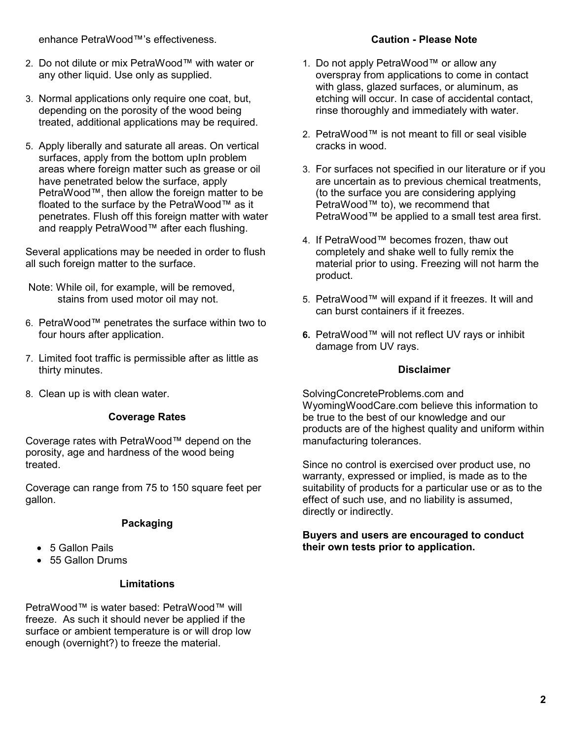enhance PetraWood™'s effectiveness.

2. Do not dilute or mix PetraWood™ with water or any other liquid. Use only as supplied.

3. Normal applications only require one coat, but, depending on the porosity of the wood being treated, additional applications may be required.

5. Apply liberally and saturate all areas. On vertical surfaces, apply from the bottom upIn problem areas where foreign matter such as grease or oil have penetrated below the surface, apply PetraWood™, then allow the foreign matter to be floated to the surface by the PetraWood™ as it penetrates. Flush off this foreign matter with water and reapply PetraWood™ after each flushing.

Several applications may be needed in order to flush all such foreign matter to the surface.

Note: While oil, for example, will be removed, stains from used motor oil may not.

6. PetraWood™ penetrates the surface within two to four hours after application.

7. Limited foot traffic is permissible after as little as thirty minutes.

8. Clean up is with clean water.

### Coverage Rates

Coverage rates with PetraWood™ depend on the porosity, age and hardness of the wood being treated.

Coverage can range from 75 to 150 square feet per gallon.

### Packaging

- 5 Gallon Pails
- 55 Gallon Drums

### Limitations

PetraWood™ is water based: PetraWood™ will freeze. As such it should never be applied if the surface or ambient temperature is or will drop low enough (overnight?) to freeze the material.

### Caution - Please Note

1. Do not apply PetraWood™ or allow any overspray from applications to come in contact with glass, glazed surfaces, or aluminum, as etching will occur. In case of accidental contact, rinse thoroughly and immediately with water.

2. PetraWood™ is not meant to fill or seal visible cracks in wood.

3. For surfaces not specified in our literature or if you are uncertain as to previous chemical treatments, (to the surface you are considering applying PetraWood™ to), we recommend that PetraWood™ be applied to a small test area first.

4. If PetraWood™ becomes frozen, thaw out completely and shake well to fully remix the material prior to using. Freezing will not harm the product.

5. PetraWood™ will expand if it freezes. It will and can burst containers if it freezes.

6. PetraWood™ will not reflect UV rays or inhibit damage from UV rays.

### Disclaimer

SolvingConcreteProblems.com and WyomingWoodCare.com believe this information to be true to the best of our knowledge and our products are of the highest quality and uniform within manufacturing tolerances.

Since no control is exercised over product use, no warranty, expressed or implied, is made as to the suitability of products for a particular use or as to the effect of such use, and no liability is assumed, directly or indirectly.

**Buyers and users are encouraged to conduct their own tests prior to application.**